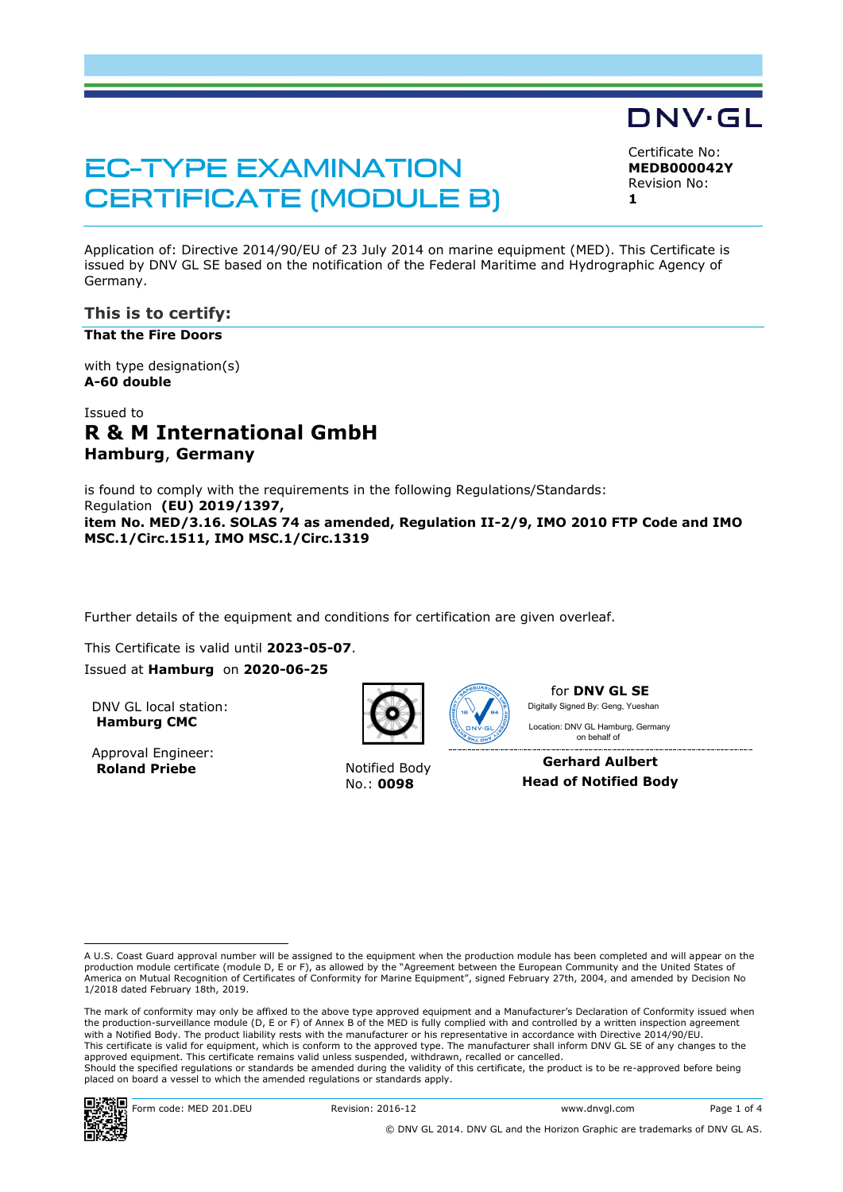DNV·GL

# EC-TYPE EXAMINATION CERTIFICATE (MODULE B)

Certificate No:
**MEDB000042Y**
Revision No:
**1**

Application of: Directive 2014/90/EU of 23 July 2014 on marine equipment (MED). This Certificate is issued by DNV GL SE based on the notification of the Federal Maritime and Hydrographic Agency of Germany.

## This is to certify:

**That the Fire Doors**

with type designation(s)
**A-60 double**

Issued to
## R & M International GmbH
**Hamburg, Germany**

is found to comply with the requirements in the following Regulations/Standards:
Regulation **(EU) 2019/1397,**
**item No. MED/3.16. SOLAS 74 as amended, Regulation II-2/9, IMO 2010 FTP Code and IMO MSC.1/Circ.1511, IMO MSC.1/Circ.1319**

Further details of the equipment and conditions for certification are given overleaf.

This Certificate is valid until **2023-05-07**.
Issued at **Hamburg** on **2020-06-25**

DNV GL local station:
**Hamburg CMC**

Approval Engineer:
**Roland Priebe**

Notified Body
No.: **0098**

for **DNV GL SE**
Digitally Signed By: Geng, Yueshan
Location: DNV GL Hamburg, Germany
on behalf of

**Gerhard Aulbert**
**Head of Notified Body**

A U.S. Coast Guard approval number will be assigned to the equipment when the production module has been completed and will appear on the production module certificate (module D, E or F), as allowed by the "Agreement between the European Community and the United States of America on Mutual Recognition of Certificates of Conformity for Marine Equipment", signed February 27th, 2004, and amended by Decision No 1/2018 dated February 18th, 2019.

The mark of conformity may only be affixed to the above type approved equipment and a Manufacturer's Declaration of Conformity issued when the production-surveillance module (D, E or F) of Annex B of the MED is fully complied with and controlled by a written inspection agreement with a Notified Body. The product liability rests with the manufacturer or his representative in accordance with Directive 2014/90/EU.
This certificate is valid for equipment, which is conform to the approved type. The manufacturer shall inform DNV GL SE of any changes to the approved equipment. This certificate remains valid unless suspended, withdrawn, recalled or cancelled.
Should the specified regulations or standards be amended during the validity of this certificate, the product is to be re-approved before being placed on board a vessel to which the amended regulations or standards apply.

Form code: MED 201.DEU    Revision: 2016-12    www.dnvgl.com

© DNV GL 2014. DNV GL and the Horizon Graphic are trademarks of DNV GL AS.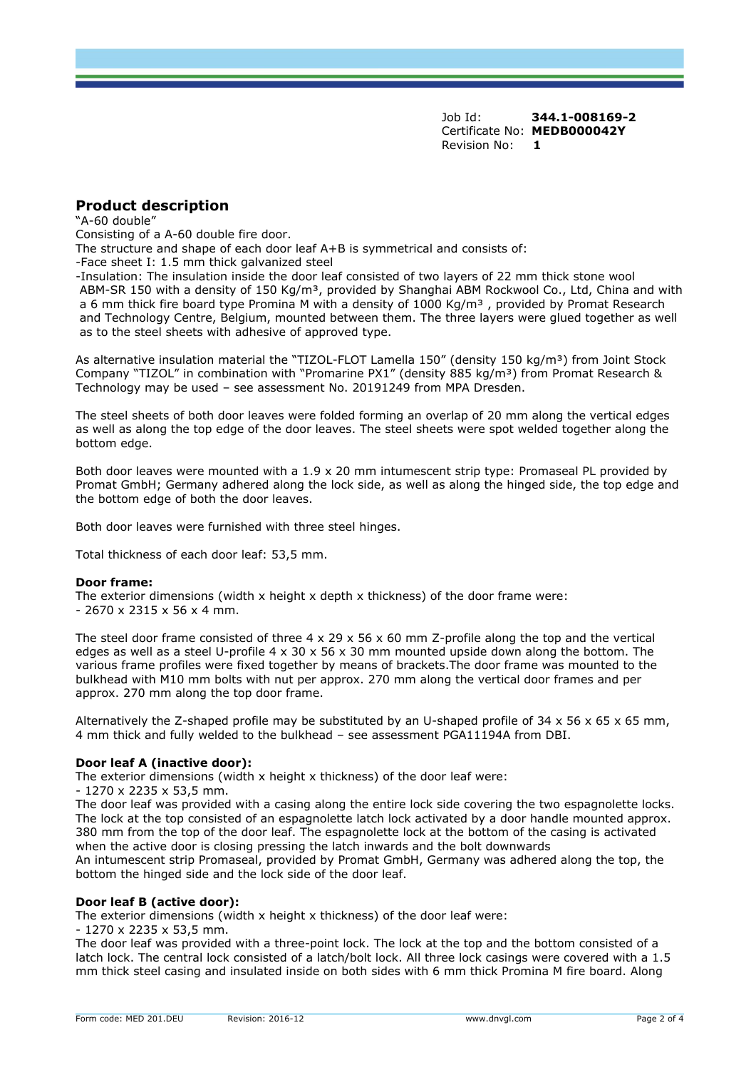Job Id: **344.1-008169-2**
Certificate No: **MEDB000042Y**
Revision No: **1**

## Product description

"A-60 double"

Consisting of a A-60 double fire door.

The structure and shape of each door leaf A+B is symmetrical and consists of:

-Face sheet I: 1.5 mm thick galvanized steel

-Insulation: The insulation inside the door leaf consisted of two layers of 22 mm thick stone wool ABM-SR 150 with a density of 150 Kg/m³, provided by Shanghai ABM Rockwool Co., Ltd, China and with a 6 mm thick fire board type Promina M with a density of 1000 Kg/m³ , provided by Promat Research and Technology Centre, Belgium, mounted between them. The three layers were glued together as well as to the steel sheets with adhesive of approved type.

As alternative insulation material the "TIZOL-FLOT Lamella 150" (density 150 kg/m³) from Joint Stock Company "TIZOL" in combination with "Promarine PX1" (density 885 kg/m³) from Promat Research & Technology may be used – see assessment No. 20191249 from MPA Dresden.

The steel sheets of both door leaves were folded forming an overlap of 20 mm along the vertical edges as well as along the top edge of the door leaves. The steel sheets were spot welded together along the bottom edge.

Both door leaves were mounted with a 1.9 x 20 mm intumescent strip type: Promaseal PL provided by Promat GmbH; Germany adhered along the lock side, as well as along the hinged side, the top edge and the bottom edge of both the door leaves.

Both door leaves were furnished with three steel hinges.

Total thickness of each door leaf: 53,5 mm.

**Door frame:**

The exterior dimensions (width x height x depth x thickness) of the door frame were:

- 2670 x 2315 x 56 x 4 mm.

The steel door frame consisted of three 4 x 29 x 56 x 60 mm Z-profile along the top and the vertical edges as well as a steel U-profile 4 x 30 x 56 x 30 mm mounted upside down along the bottom. The various frame profiles were fixed together by means of brackets.The door frame was mounted to the bulkhead with M10 mm bolts with nut per approx. 270 mm along the vertical door frames and per approx. 270 mm along the top door frame.

Alternatively the Z-shaped profile may be substituted by an U-shaped profile of 34 x 56 x 65 x 65 mm, 4 mm thick and fully welded to the bulkhead – see assessment PGA11194A from DBI.

**Door leaf A (inactive door):**

The exterior dimensions (width x height x thickness) of the door leaf were:

- 1270 x 2235 x 53,5 mm.

The door leaf was provided with a casing along the entire lock side covering the two espagnolette locks. The lock at the top consisted of an espagnolette latch lock activated by a door handle mounted approx. 380 mm from the top of the door leaf. The espagnolette lock at the bottom of the casing is activated when the active door is closing pressing the latch inwards and the bolt downwards

An intumescent strip Promaseal, provided by Promat GmbH, Germany was adhered along the top, the bottom the hinged side and the lock side of the door leaf.

**Door leaf B (active door):**

The exterior dimensions (width x height x thickness) of the door leaf were:

- 1270 x 2235 x 53,5 mm.

The door leaf was provided with a three-point lock. The lock at the top and the bottom consisted of a latch lock. The central lock consisted of a latch/bolt lock. All three lock casings were covered with a 1.5 mm thick steel casing and insulated inside on both sides with 6 mm thick Promina M fire board. Along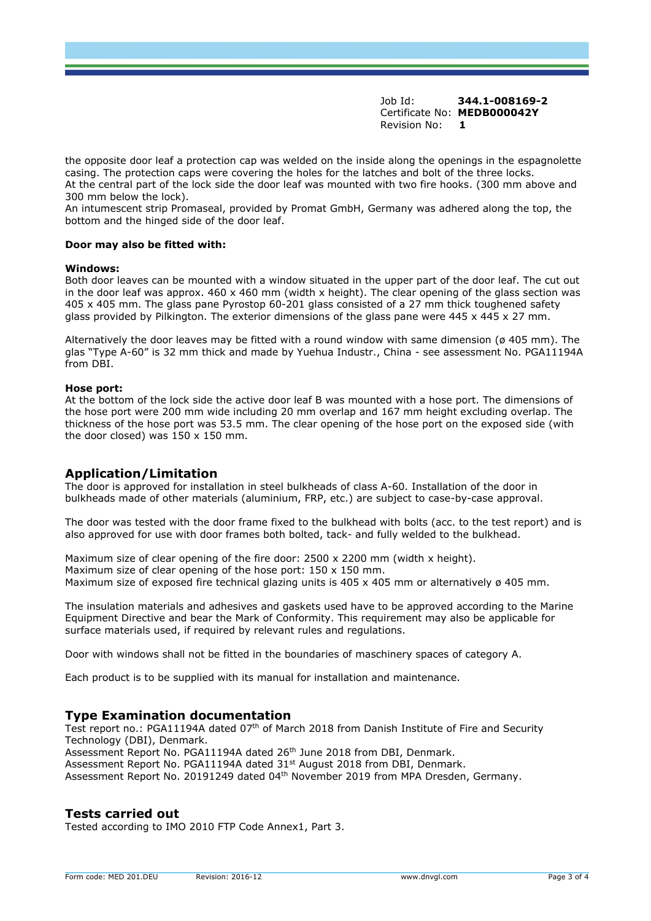Job Id: **344.1-008169-2**
Certificate No: **MEDB000042Y**
Revision No: **1**

the opposite door leaf a protection cap was welded on the inside along the openings in the espagnolette casing. The protection caps were covering the holes for the latches and bolt of the three locks.
At the central part of the lock side the door leaf was mounted with two fire hooks. (300 mm above and 300 mm below the lock).
An intumescent strip Promaseal, provided by Promat GmbH, Germany was adhered along the top, the bottom and the hinged side of the door leaf.

**Door may also be fitted with:**

**Windows:**
Both door leaves can be mounted with a window situated in the upper part of the door leaf. The cut out in the door leaf was approx. 460 x 460 mm (width x height). The clear opening of the glass section was 405 x 405 mm. The glass pane Pyrostop 60-201 glass consisted of a 27 mm thick toughened safety glass provided by Pilkington. The exterior dimensions of the glass pane were 445 x 445 x 27 mm.

Alternatively the door leaves may be fitted with a round window with same dimension (ø 405 mm). The glas "Type A-60" is 32 mm thick and made by Yuehua Industr., China - see assessment No. PGA11194A from DBI.

**Hose port:**
At the bottom of the lock side the active door leaf B was mounted with a hose port. The dimensions of the hose port were 200 mm wide including 20 mm overlap and 167 mm height excluding overlap. The thickness of the hose port was 53.5 mm. The clear opening of the hose port on the exposed side (with the door closed) was 150 x 150 mm.

## Application/Limitation

The door is approved for installation in steel bulkheads of class A-60. Installation of the door in bulkheads made of other materials (aluminium, FRP, etc.) are subject to case-by-case approval.

The door was tested with the door frame fixed to the bulkhead with bolts (acc. to the test report) and is also approved for use with door frames both bolted, tack- and fully welded to the bulkhead.

Maximum size of clear opening of the fire door: 2500 x 2200 mm (width x height).
Maximum size of clear opening of the hose port: 150 x 150 mm.
Maximum size of exposed fire technical glazing units is 405 x 405 mm or alternatively ø 405 mm.

The insulation materials and adhesives and gaskets used have to be approved according to the Marine Equipment Directive and bear the Mark of Conformity. This requirement may also be applicable for surface materials used, if required by relevant rules and regulations.

Door with windows shall not be fitted in the boundaries of maschinery spaces of category A.

Each product is to be supplied with its manual for installation and maintenance.

## Type Examination documentation

Test report no.: PGA11194A dated 07th of March 2018 from Danish Institute of Fire and Security Technology (DBI), Denmark.
Assessment Report No. PGA11194A dated 26th June 2018 from DBI, Denmark.
Assessment Report No. PGA11194A dated 31st August 2018 from DBI, Denmark.
Assessment Report No. 20191249 dated 04th November 2019 from MPA Dresden, Germany.

## Tests carried out

Tested according to IMO 2010 FTP Code Annex1, Part 3.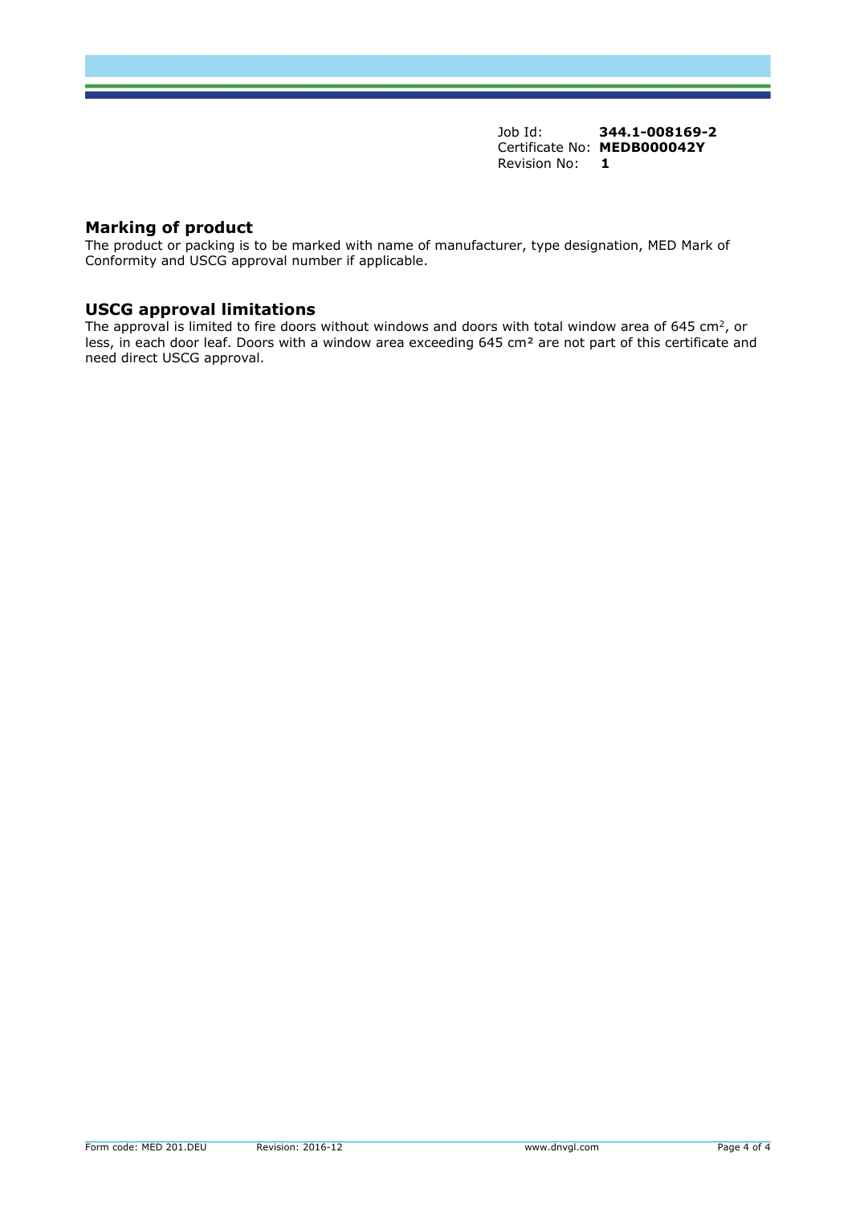Job Id: **344.1-008169-2**
Certificate No: **MEDB000042Y**
Revision No: **1**

## Marking of product

The product or packing is to be marked with name of manufacturer, type designation, MED Mark of Conformity and USCG approval number if applicable.

## USCG approval limitations

The approval is limited to fire doors without windows and doors with total window area of 645 $cm^2$, or less, in each door leaf. Doors with a window area exceeding 645 $cm^2$ are not part of this certificate and need direct USCG approval.